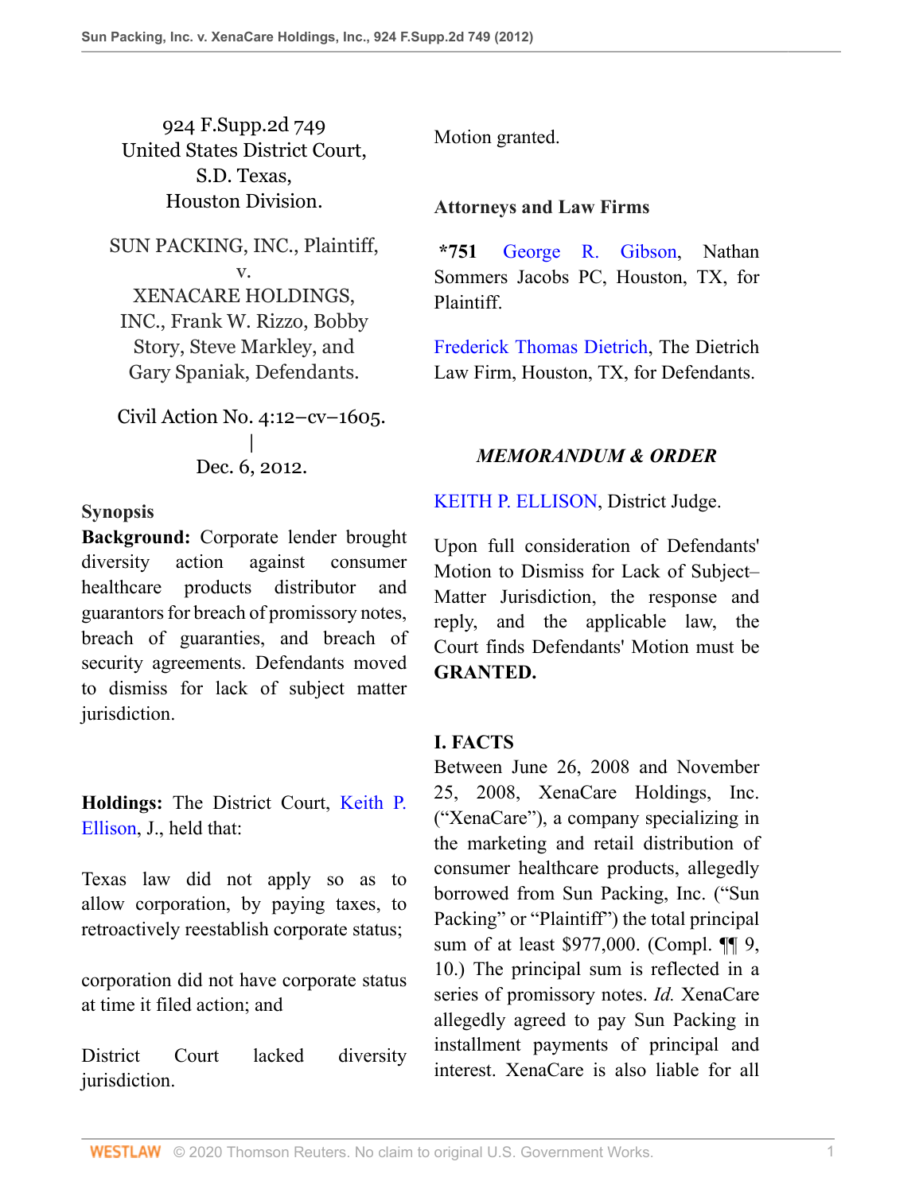924 F.Supp.2d 749
United States District Court,
S.D. Texas,
Houston Division.

SUN PACKING, INC., Plaintiff,
v.
XENACARE HOLDINGS, INC., Frank W. Rizzo, Bobby Story, Steve Markley, and Gary Spaniak, Defendants.

Civil Action No. 4:12–cv–1605.
|
Dec. 6, 2012.

## Synopsis

**Background:** Corporate lender brought diversity action against consumer healthcare products distributor and guarantors for breach of promissory notes, breach of guaranties, and breach of security agreements. Defendants moved to dismiss for lack of subject matter jurisdiction.

**Holdings:** The District Court, Keith P. Ellison, J., held that:

Texas law did not apply so as to allow corporation, by paying taxes, to retroactively reestablish corporate status;

corporation did not have corporate status at time it filed action; and

District Court lacked diversity jurisdiction.

Motion granted.

## Attorneys and Law Firms

**\*751** George R. Gibson, Nathan Sommers Jacobs PC, Houston, TX, for Plaintiff.

Frederick Thomas Dietrich, The Dietrich Law Firm, Houston, TX, for Defendants.

## *MEMORANDUM & ORDER*

KEITH P. ELLISON, District Judge.

Upon full consideration of Defendants' Motion to Dismiss for Lack of Subject–Matter Jurisdiction, the response and reply, and the applicable law, the Court finds Defendants' Motion must be **GRANTED.**

## I. FACTS

Between June 26, 2008 and November 25, 2008, XenaCare Holdings, Inc. ("XenaCare"), a company specializing in the marketing and retail distribution of consumer healthcare products, allegedly borrowed from Sun Packing, Inc. ("Sun Packing" or "Plaintiff") the total principal sum of at least $977,000. (Compl. ¶¶ 9, 10.) The principal sum is reflected in a series of promissory notes. *Id.* XenaCare allegedly agreed to pay Sun Packing in installment payments of principal and interest. XenaCare is also liable for all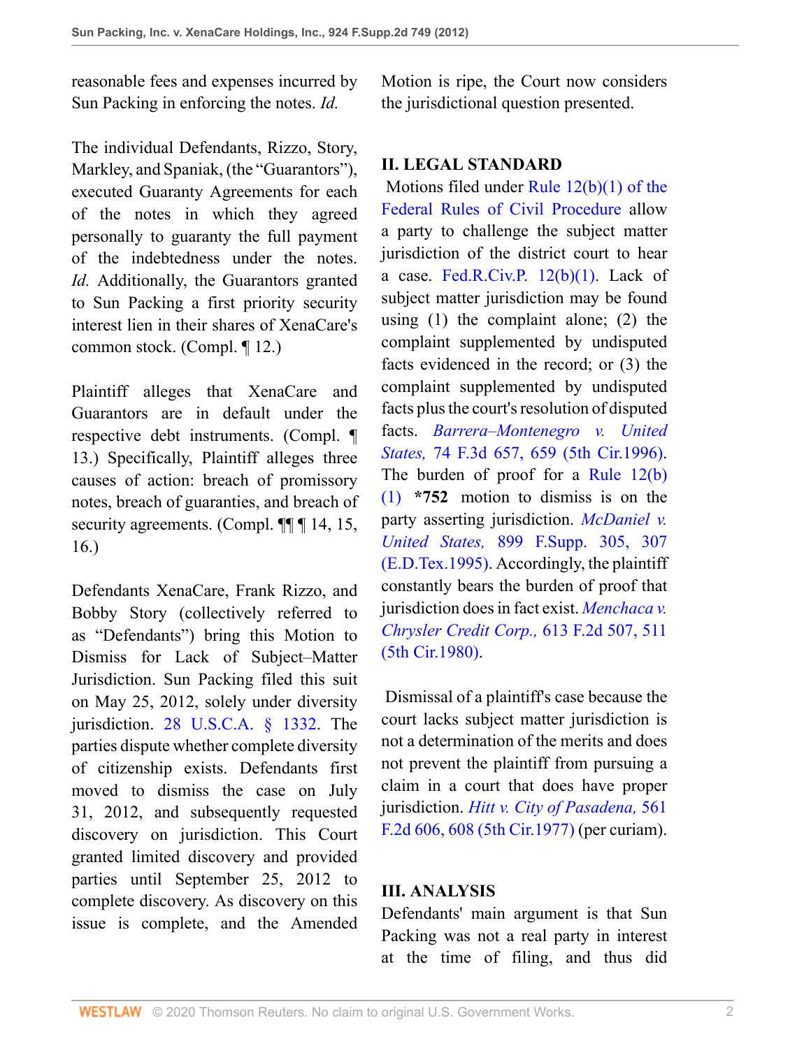reasonable fees and expenses incurred by Sun Packing in enforcing the notes. *Id.*

The individual Defendants, Rizzo, Story, Markley, and Spaniak, (the "Guarantors"), executed Guaranty Agreements for each of the notes in which they agreed personally to guaranty the full payment of the indebtedness under the notes. *Id.* Additionally, the Guarantors granted to Sun Packing a first priority security interest lien in their shares of XenaCare's common stock. (Compl. ¶ 12.)

Plaintiff alleges that XenaCare and Guarantors are in default under the respective debt instruments. (Compl. ¶ 13.) Specifically, Plaintiff alleges three causes of action: breach of promissory notes, breach of guaranties, and breach of security agreements. (Compl. ¶¶ ¶ 14, 15, 16.)

Defendants XenaCare, Frank Rizzo, and Bobby Story (collectively referred to as "Defendants") bring this Motion to Dismiss for Lack of Subject–Matter Jurisdiction. Sun Packing filed this suit on May 25, 2012, solely under diversity jurisdiction. 28 U.S.C.A. § 1332. The parties dispute whether complete diversity of citizenship exists. Defendants first moved to dismiss the case on July 31, 2012, and subsequently requested discovery on jurisdiction. This Court granted limited discovery and provided parties until September 25, 2012 to complete discovery. As discovery on this issue is complete, and the Amended Motion is ripe, the Court now considers the jurisdictional question presented.

## II. LEGAL STANDARD

Motions filed under Rule 12(b)(1) of the Federal Rules of Civil Procedure allow a party to challenge the subject matter jurisdiction of the district court to hear a case. Fed.R.Civ.P. 12(b)(1). Lack of subject matter jurisdiction may be found using (1) the complaint alone; (2) the complaint supplemented by undisputed facts evidenced in the record; or (3) the complaint supplemented by undisputed facts plus the court's resolution of disputed facts. *Barrera–Montenegro v. United States,* 74 F.3d 657, 659 (5th Cir.1996). The burden of proof for a Rule 12(b)(1) **\*752** motion to dismiss is on the party asserting jurisdiction. *McDaniel v. United States,* 899 F.Supp. 305, 307 (E.D.Tex.1995). Accordingly, the plaintiff constantly bears the burden of proof that jurisdiction does in fact exist. *Menchaca v. Chrysler Credit Corp.,* 613 F.2d 507, 511 (5th Cir.1980).

Dismissal of a plaintiff's case because the court lacks subject matter jurisdiction is not a determination of the merits and does not prevent the plaintiff from pursuing a claim in a court that does have proper jurisdiction. *Hitt v. City of Pasadena,* 561 F.2d 606, 608 (5th Cir.1977) (per curiam).

## III. ANALYSIS

Defendants' main argument is that Sun Packing was not a real party in interest at the time of filing, and thus did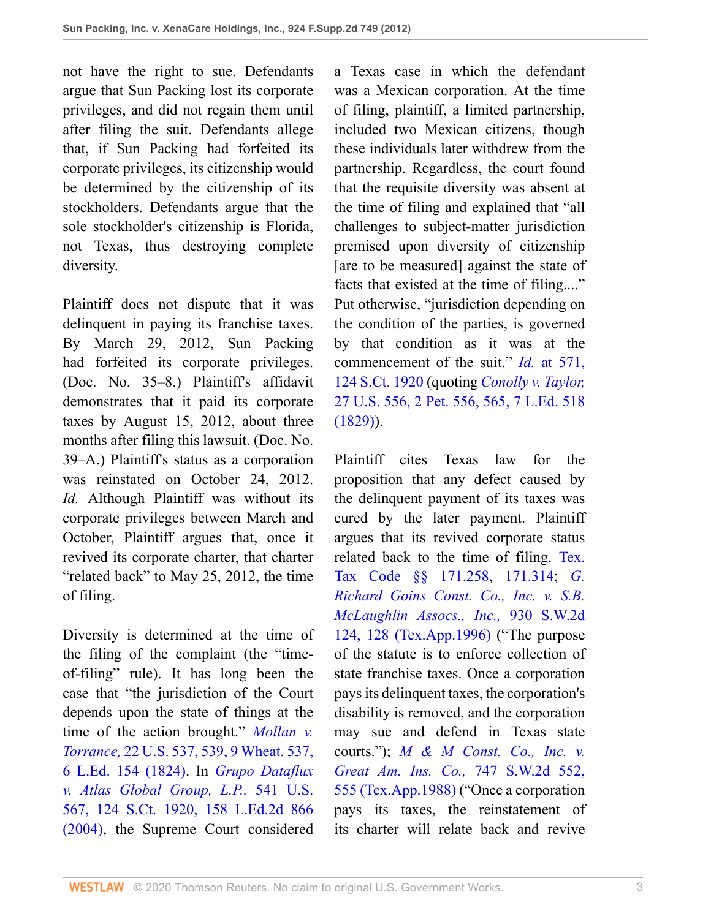not have the right to sue. Defendants argue that Sun Packing lost its corporate privileges, and did not regain them until after filing the suit. Defendants allege that, if Sun Packing had forfeited its corporate privileges, its citizenship would be determined by the citizenship of its stockholders. Defendants argue that the sole stockholder's citizenship is Florida, not Texas, thus destroying complete diversity.

Plaintiff does not dispute that it was delinquent in paying its franchise taxes. By March 29, 2012, Sun Packing had forfeited its corporate privileges. (Doc. No. 35–8.) Plaintiff's affidavit demonstrates that it paid its corporate taxes by August 15, 2012, about three months after filing this lawsuit. (Doc. No. 39–A.) Plaintiff's status as a corporation was reinstated on October 24, 2012. *Id.* Although Plaintiff was without its corporate privileges between March and October, Plaintiff argues that, once it revived its corporate charter, that charter "related back" to May 25, 2012, the time of filing.

Diversity is determined at the time of the filing of the complaint (the "time-of-filing" rule). It has long been the case that "the jurisdiction of the Court depends upon the state of things at the time of the action brought." *Mollan v. Torrance,* 22 U.S. 537, 539, 9 Wheat. 537, 6 L.Ed. 154 (1824). In *Grupo Dataflux v. Atlas Global Group, L.P.,* 541 U.S. 567, 124 S.Ct. 1920, 158 L.Ed.2d 866 (2004), the Supreme Court considered a Texas case in which the defendant was a Mexican corporation. At the time of filing, plaintiff, a limited partnership, included two Mexican citizens, though these individuals later withdrew from the partnership. Regardless, the court found that the requisite diversity was absent at the time of filing and explained that "all challenges to subject-matter jurisdiction premised upon diversity of citizenship [are to be measured] against the state of facts that existed at the time of filing...." Put otherwise, "jurisdiction depending on the condition of the parties, is governed by that condition as it was at the commencement of the suit." *Id.* at 571, 124 S.Ct. 1920 (quoting *Conolly v. Taylor,* 27 U.S. 556, 2 Pet. 556, 565, 7 L.Ed. 518 (1829)).

Plaintiff cites Texas law for the proposition that any defect caused by the delinquent payment of its taxes was cured by the later payment. Plaintiff argues that its revived corporate status related back to the time of filing. Tex. Tax Code §§ 171.258, 171.314; *G. Richard Goins Const. Co., Inc. v. S.B. McLaughlin Assocs., Inc.,* 930 S.W.2d 124, 128 (Tex.App.1996) ("The purpose of the statute is to enforce collection of state franchise taxes. Once a corporation pays its delinquent taxes, the corporation's disability is removed, and the corporation may sue and defend in Texas state courts."); *M & M Const. Co., Inc. v. Great Am. Ins. Co.,* 747 S.W.2d 552, 555 (Tex.App.1988) ("Once a corporation pays its taxes, the reinstatement of its charter will relate back and revive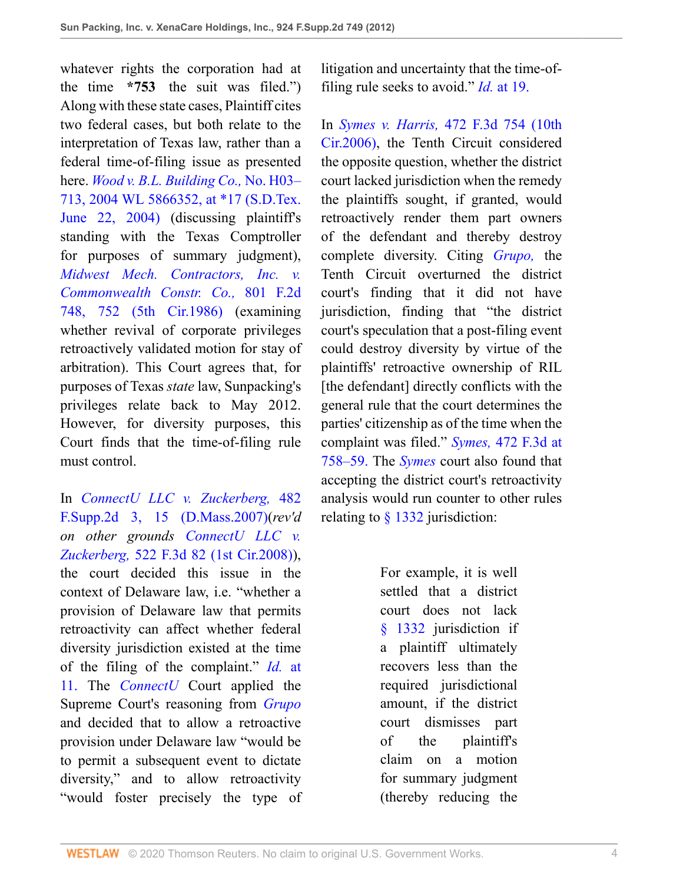whatever rights the corporation had at the time **\*753** the suit was filed.") Along with these state cases, Plaintiff cites two federal cases, but both relate to the interpretation of Texas law, rather than a federal time-of-filing issue as presented here. *Wood v. B.L. Building Co.,* No. H03–713, 2004 WL 5866352, at \*17 (S.D.Tex. June 22, 2004) (discussing plaintiff's standing with the Texas Comptroller for purposes of summary judgment), *Midwest Mech. Contractors, Inc. v. Commonwealth Constr. Co.,* 801 F.2d 748, 752 (5th Cir.1986) (examining whether revival of corporate privileges retroactively validated motion for stay of arbitration). This Court agrees that, for purposes of Texas *state* law, Sunpacking's privileges relate back to May 2012. However, for diversity purposes, this Court finds that the time-of-filing rule must control.

In *ConnectU LLC v. Zuckerberg,* 482 F.Supp.2d 3, 15 (D.Mass.2007)(*rev'd on other grounds ConnectU LLC v. Zuckerberg,* 522 F.3d 82 (1st Cir.2008)), the court decided this issue in the context of Delaware law, i.e. "whether a provision of Delaware law that permits retroactivity can affect whether federal diversity jurisdiction existed at the time of the filing of the complaint." *Id.* at 11. The *ConnectU* Court applied the Supreme Court's reasoning from *Grupo* and decided that to allow a retroactive provision under Delaware law "would be to permit a subsequent event to dictate diversity," and to allow retroactivity "would foster precisely the type of litigation and uncertainty that the time-of-filing rule seeks to avoid." *Id.* at 19.

In *Symes v. Harris,* 472 F.3d 754 (10th Cir.2006), the Tenth Circuit considered the opposite question, whether the district court lacked jurisdiction when the remedy the plaintiffs sought, if granted, would retroactively render them part owners of the defendant and thereby destroy complete diversity. Citing *Grupo,* the Tenth Circuit overturned the district court's finding that it did not have jurisdiction, finding that "the district court's speculation that a post-filing event could destroy diversity by virtue of the plaintiffs' retroactive ownership of RIL [the defendant] directly conflicts with the general rule that the court determines the parties' citizenship as of the time when the complaint was filed." *Symes,* 472 F.3d at 758–59. The *Symes* court also found that accepting the district court's retroactivity analysis would run counter to other rules relating to § 1332 jurisdiction:

> For example, it is well settled that a district court does not lack § 1332 jurisdiction if a plaintiff ultimately recovers less than the required jurisdictional amount, if the district court dismisses part of the plaintiff's claim on a motion for summary judgment (thereby reducing the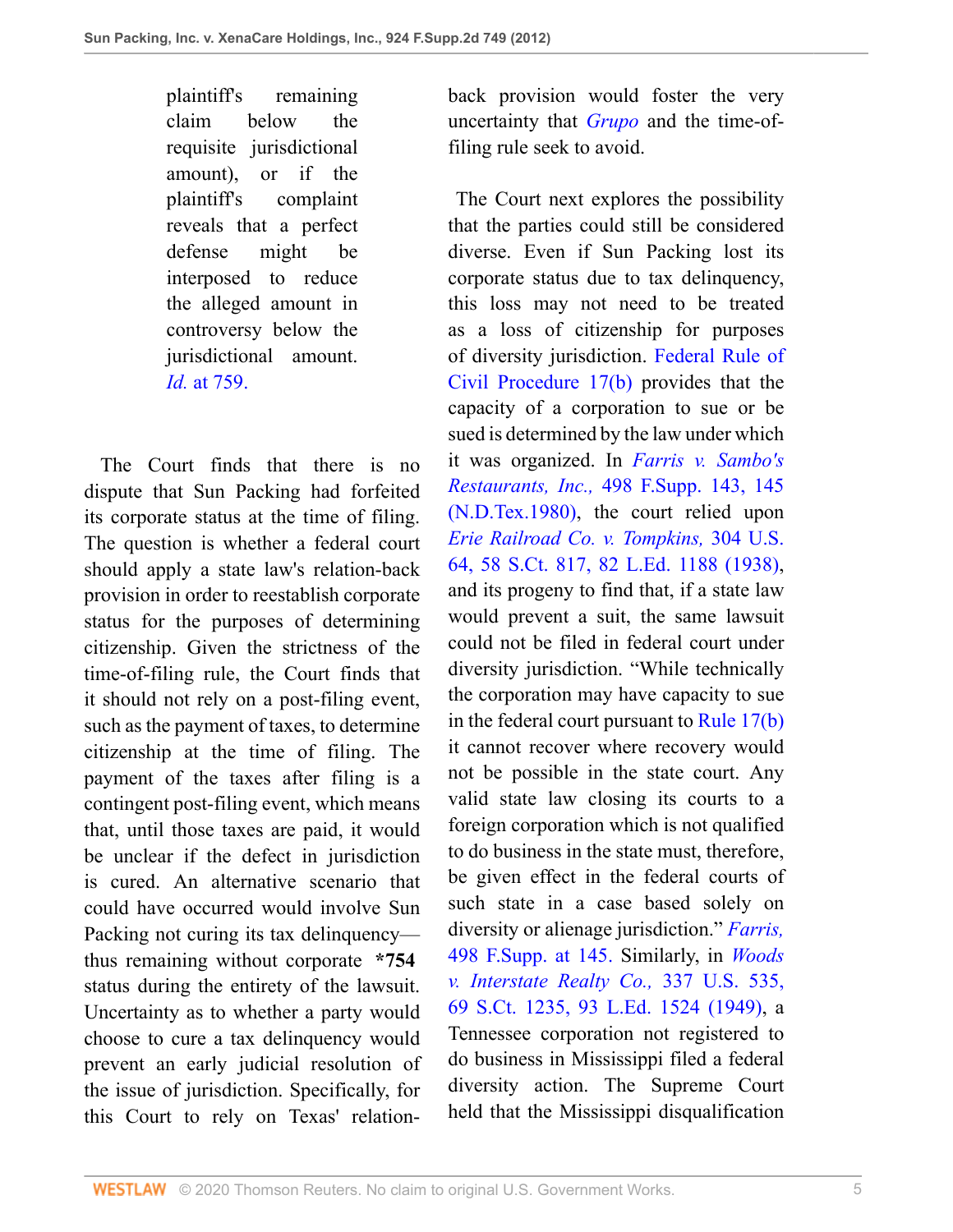> plaintiff's remaining claim below the requisite jurisdictional amount), or if the plaintiff's complaint reveals that a perfect defense might be interposed to reduce the alleged amount in controversy below the jurisdictional amount. *Id.* at 759.

The Court finds that there is no dispute that Sun Packing had forfeited its corporate status at the time of filing. The question is whether a federal court should apply a state law's relation-back provision in order to reestablish corporate status for the purposes of determining citizenship. Given the strictness of the time-of-filing rule, the Court finds that it should not rely on a post-filing event, such as the payment of taxes, to determine citizenship at the time of filing. The payment of the taxes after filing is a contingent post-filing event, which means that, until those taxes are paid, it would be unclear if the defect in jurisdiction is cured. An alternative scenario that could have occurred would involve Sun Packing not curing its tax delinquency—thus remaining without corporate **\*754** status during the entirety of the lawsuit. Uncertainty as to whether a party would choose to cure a tax delinquency would prevent an early judicial resolution of the issue of jurisdiction. Specifically, for this Court to rely on Texas' relation-back provision would foster the very uncertainty that *Grupo* and the time-of-filing rule seek to avoid.

The Court next explores the possibility that the parties could still be considered diverse. Even if Sun Packing lost its corporate status due to tax delinquency, this loss may not need to be treated as a loss of citizenship for purposes of diversity jurisdiction. Federal Rule of Civil Procedure 17(b) provides that the capacity of a corporation to sue or be sued is determined by the law under which it was organized. In *Farris v. Sambo's Restaurants, Inc.,* 498 F.Supp. 143, 145 (N.D.Tex.1980), the court relied upon *Erie Railroad Co. v. Tompkins,* 304 U.S. 64, 58 S.Ct. 817, 82 L.Ed. 1188 (1938), and its progeny to find that, if a state law would prevent a suit, the same lawsuit could not be filed in federal court under diversity jurisdiction. "While technically the corporation may have capacity to sue in the federal court pursuant to Rule 17(b) it cannot recover where recovery would not be possible in the state court. Any valid state law closing its courts to a foreign corporation which is not qualified to do business in the state must, therefore, be given effect in the federal courts of such state in a case based solely on diversity or alienage jurisdiction." *Farris,* 498 F.Supp. at 145. Similarly, in *Woods v. Interstate Realty Co.,* 337 U.S. 535, 69 S.Ct. 1235, 93 L.Ed. 1524 (1949), a Tennessee corporation not registered to do business in Mississippi filed a federal diversity action. The Supreme Court held that the Mississippi disqualification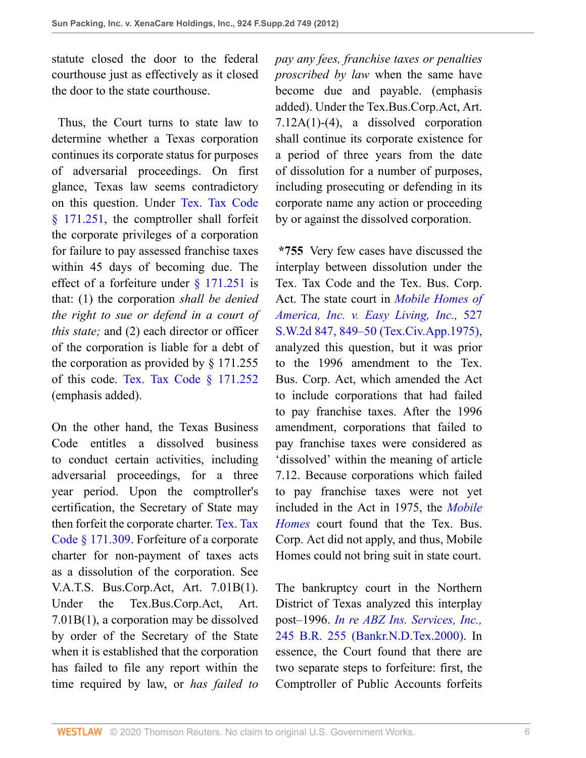statute closed the door to the federal courthouse just as effectively as it closed the door to the state courthouse.

Thus, the Court turns to state law to determine whether a Texas corporation continues its corporate status for purposes of adversarial proceedings. On first glance, Texas law seems contradictory on this question. Under Tex. Tax Code § 171.251, the comptroller shall forfeit the corporate privileges of a corporation for failure to pay assessed franchise taxes within 45 days of becoming due. The effect of a forfeiture under § 171.251 is that: (1) the corporation *shall be denied the right to sue or defend in a court of this state;* and (2) each director or officer of the corporation is liable for a debt of the corporation as provided by § 171.255 of this code. Tex. Tax Code § 171.252 (emphasis added).

On the other hand, the Texas Business Code entitles a dissolved business to conduct certain activities, including adversarial proceedings, for a three year period. Upon the comptroller's certification, the Secretary of State may then forfeit the corporate charter. Tex. Tax Code § 171.309. Forfeiture of a corporate charter for non-payment of taxes acts as a dissolution of the corporation. See V.A.T.S. Bus.Corp.Act, Art. 7.01B(1). Under the Tex.Bus.Corp.Act, Art. 7.01B(1), a corporation may be dissolved by order of the Secretary of the State when it is established that the corporation has failed to file any report within the time required by law, or *has failed to pay any fees, franchise taxes or penalties proscribed by law* when the same have become due and payable. (emphasis added). Under the Tex.Bus.Corp.Act, Art. 7.12A(1)-(4), a dissolved corporation shall continue its corporate existence for a period of three years from the date of dissolution for a number of purposes, including prosecuting or defending in its corporate name any action or proceeding by or against the dissolved corporation.

**\*755** Very few cases have discussed the interplay between dissolution under the Tex. Tax Code and the Tex. Bus. Corp. Act. The state court in *Mobile Homes of America, Inc. v. Easy Living, Inc.,* 527 S.W.2d 847, 849–50 (Tex.Civ.App.1975), analyzed this question, but it was prior to the 1996 amendment to the Tex. Bus. Corp. Act, which amended the Act to include corporations that had failed to pay franchise taxes. After the 1996 amendment, corporations that failed to pay franchise taxes were considered as 'dissolved' within the meaning of article 7.12. Because corporations which failed to pay franchise taxes were not yet included in the Act in 1975, the *Mobile Homes* court found that the Tex. Bus. Corp. Act did not apply, and thus, Mobile Homes could not bring suit in state court.

The bankruptcy court in the Northern District of Texas analyzed this interplay post–1996. *In re ABZ Ins. Services, Inc.,* 245 B.R. 255 (Bankr.N.D.Tex.2000). In essence, the Court found that there are two separate steps to forfeiture: first, the Comptroller of Public Accounts forfeits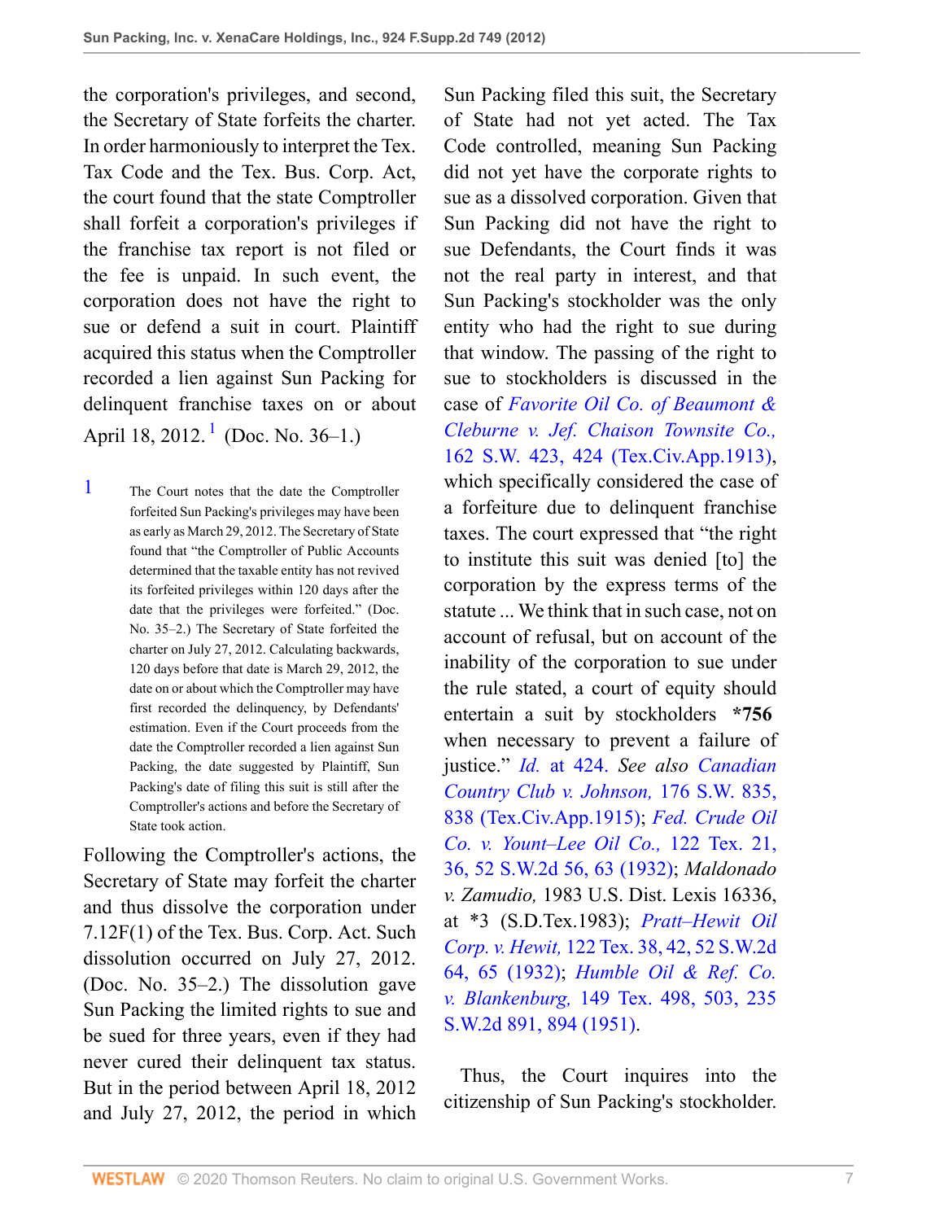the corporation's privileges, and second, the Secretary of State forfeits the charter. In order harmoniously to interpret the Tex. Tax Code and the Tex. Bus. Corp. Act, the court found that the state Comptroller shall forfeit a corporation's privileges if the franchise tax report is not filed or the fee is unpaid. In such event, the corporation does not have the right to sue or defend a suit in court. Plaintiff acquired this status when the Comptroller recorded a lien against Sun Packing for delinquent franchise taxes on or about April 18, 2012.[1] (Doc. No. 36–1.)

Following the Comptroller's actions, the Secretary of State may forfeit the charter and thus dissolve the corporation under 7.12F(1) of the Tex. Bus. Corp. Act. Such dissolution occurred on July 27, 2012. (Doc. No. 35–2.) The dissolution gave Sun Packing the limited rights to sue and be sued for three years, even if they had never cured their delinquent tax status. But in the period between April 18, 2012 and July 27, 2012, the period in which Sun Packing filed this suit, the Secretary of State had not yet acted. The Tax Code controlled, meaning Sun Packing did not yet have the corporate rights to sue as a dissolved corporation. Given that Sun Packing did not have the right to sue Defendants, the Court finds it was not the real party in interest, and that Sun Packing's stockholder was the only entity who had the right to sue during that window. The passing of the right to sue to stockholders is discussed in the case of *Favorite Oil Co. of Beaumont & Cleburne v. Jef. Chaison Townsite Co.,* 162 S.W. 423, 424 (Tex.Civ.App.1913), which specifically considered the case of a forfeiture due to delinquent franchise taxes. The court expressed that "the right to institute this suit was denied [to] the corporation by the express terms of the statute ... We think that in such case, not on account of refusal, but on account of the inability of the corporation to sue under the rule stated, a court of equity should entertain a suit by stockholders **\*756** when necessary to prevent a failure of justice." *Id.* at 424. *See also* *Canadian Country Club v. Johnson,* 176 S.W. 835, 838 (Tex.Civ.App.1915); *Fed. Crude Oil Co. v. Yount–Lee Oil Co.,* 122 Tex. 21, 36, 52 S.W.2d 56, 63 (1932); *Maldonado v. Zamudio,* 1983 U.S. Dist. Lexis 16336, at \*3 (S.D.Tex.1983); *Pratt–Hewit Oil Corp. v. Hewit,* 122 Tex. 38, 42, 52 S.W.2d 64, 65 (1932); *Humble Oil & Ref. Co. v. Blankenburg,* 149 Tex. 498, 503, 235 S.W.2d 891, 894 (1951).

Thus, the Court inquires into the citizenship of Sun Packing's stockholder.

[1] The Court notes that the date the Comptroller forfeited Sun Packing's privileges may have been as early as March 29, 2012. The Secretary of State found that "the Comptroller of Public Accounts determined that the taxable entity has not revived its forfeited privileges within 120 days after the date that the privileges were forfeited." (Doc. No. 35–2.) The Secretary of State forfeited the charter on July 27, 2012. Calculating backwards, 120 days before that date is March 29, 2012, the date on or about which the Comptroller may have first recorded the delinquency, by Defendants' estimation. Even if the Court proceeds from the date the Comptroller recorded a lien against Sun Packing, the date suggested by Plaintiff, Sun Packing's date of filing this suit is still after the Comptroller's actions and before the Secretary of State took action.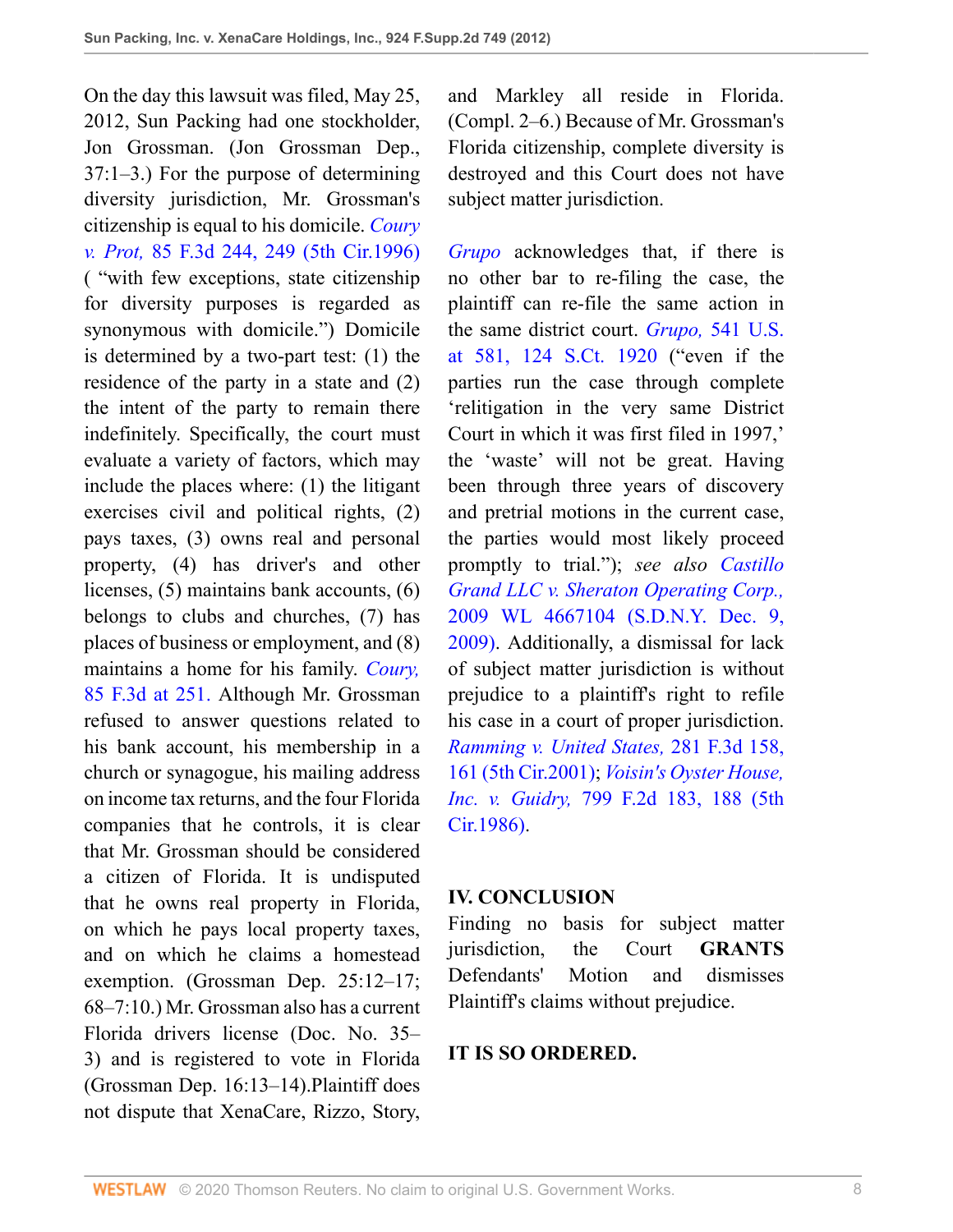On the day this lawsuit was filed, May 25, 2012, Sun Packing had one stockholder, Jon Grossman. (Jon Grossman Dep., 37:1–3.) For the purpose of determining diversity jurisdiction, Mr. Grossman's citizenship is equal to his domicile. *Coury v. Prot,* 85 F.3d 244, 249 (5th Cir.1996) ( "with few exceptions, state citizenship for diversity purposes is regarded as synonymous with domicile.") Domicile is determined by a two-part test: (1) the residence of the party in a state and (2) the intent of the party to remain there indefinitely. Specifically, the court must evaluate a variety of factors, which may include the places where: (1) the litigant exercises civil and political rights, (2) pays taxes, (3) owns real and personal property, (4) has driver's and other licenses, (5) maintains bank accounts, (6) belongs to clubs and churches, (7) has places of business or employment, and (8) maintains a home for his family. *Coury,* 85 F.3d at 251. Although Mr. Grossman refused to answer questions related to his bank account, his membership in a church or synagogue, his mailing address on income tax returns, and the four Florida companies that he controls, it is clear that Mr. Grossman should be considered a citizen of Florida. It is undisputed that he owns real property in Florida, on which he pays local property taxes, and on which he claims a homestead exemption. (Grossman Dep. 25:12–17; 68–7:10.) Mr. Grossman also has a current Florida drivers license (Doc. No. 35–3) and is registered to vote in Florida (Grossman Dep. 16:13–14).Plaintiff does not dispute that XenaCare, Rizzo, Story, and Markley all reside in Florida. (Compl. 2–6.) Because of Mr. Grossman's Florida citizenship, complete diversity is destroyed and this Court does not have subject matter jurisdiction.

*Grupo* acknowledges that, if there is no other bar to re-filing the case, the plaintiff can re-file the same action in the same district court. *Grupo,* 541 U.S. at 581, 124 S.Ct. 1920 ("even if the parties run the case through complete 'relitigation in the very same District Court in which it was first filed in 1997,' the 'waste' will not be great. Having been through three years of discovery and pretrial motions in the current case, the parties would most likely proceed promptly to trial."); *see also* *Castillo Grand LLC v. Sheraton Operating Corp.,* 2009 WL 4667104 (S.D.N.Y. Dec. 9, 2009). Additionally, a dismissal for lack of subject matter jurisdiction is without prejudice to a plaintiff's right to refile his case in a court of proper jurisdiction. *Ramming v. United States,* 281 F.3d 158, 161 (5th Cir.2001); *Voisin's Oyster House, Inc. v. Guidry,* 799 F.2d 183, 188 (5th Cir.1986).

## IV. CONCLUSION

Finding no basis for subject matter jurisdiction, the Court **GRANTS** Defendants' Motion and dismisses Plaintiff's claims without prejudice.

**IT IS SO ORDERED.**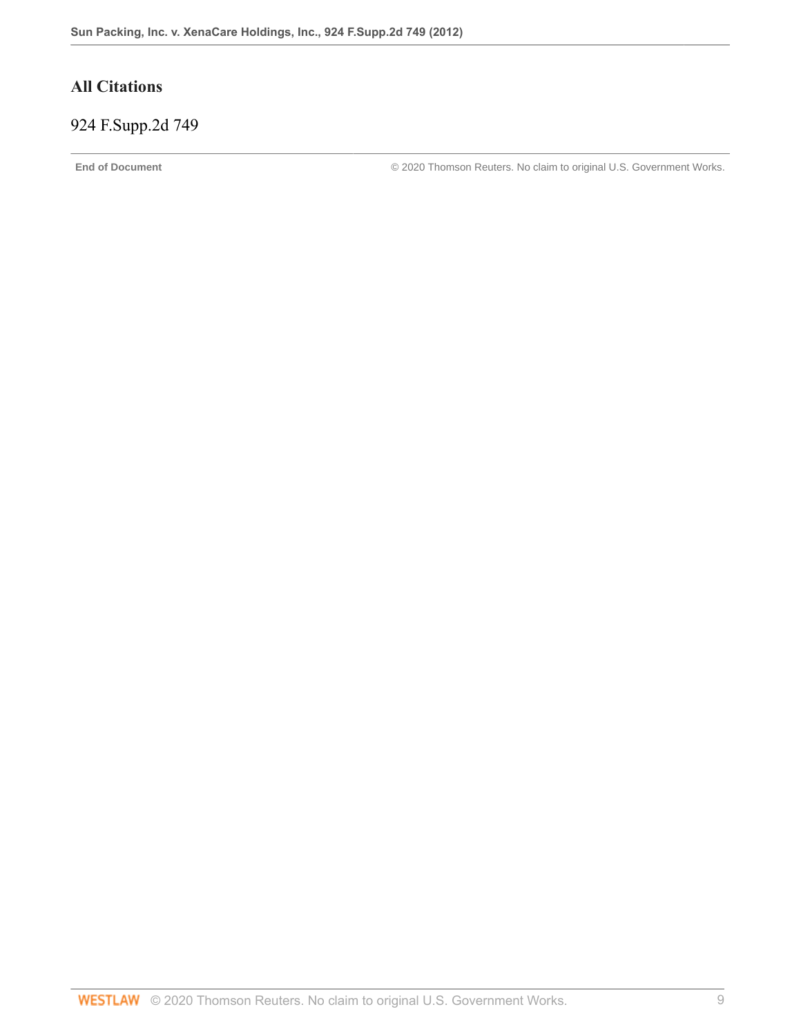## All Citations

924 F.Supp.2d 749

**End of Document** © 2020 Thomson Reuters. No claim to original U.S. Government Works.